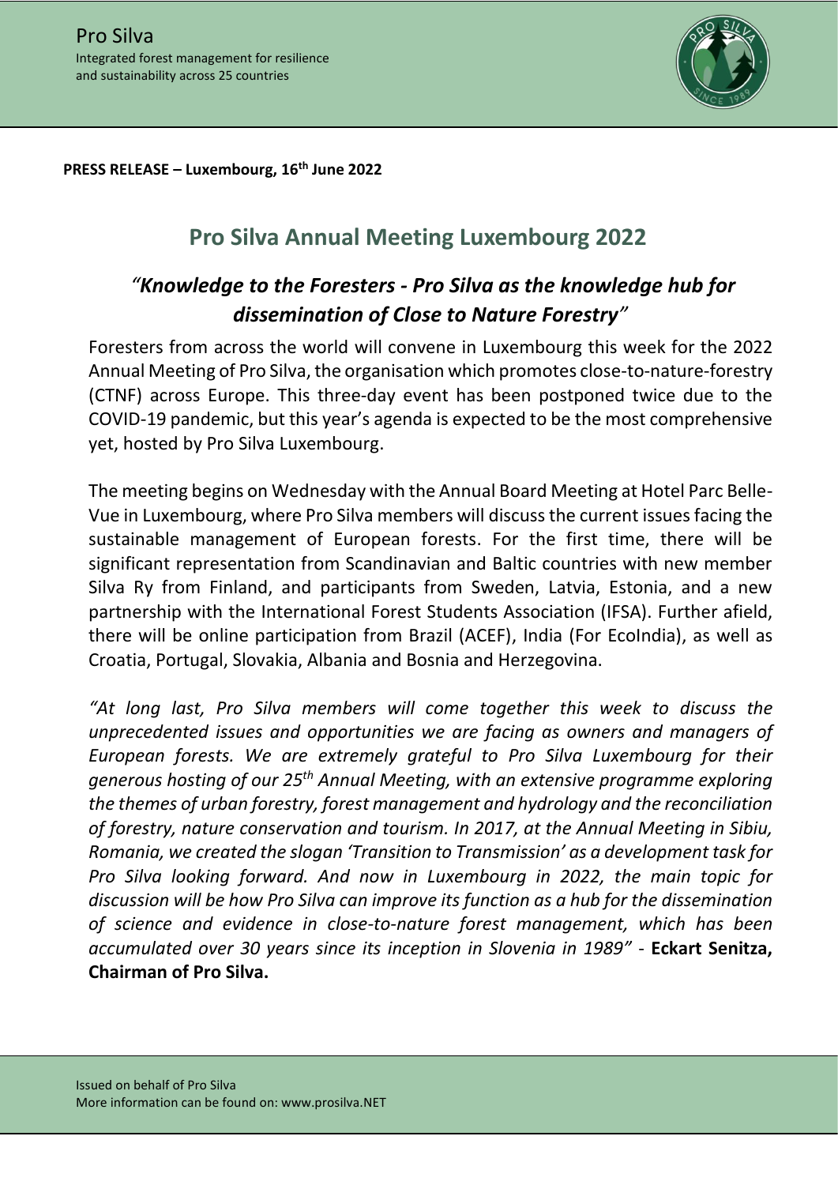Pro Silva
Integrated forest management for resilience and sustainability across 25 countries

**PRESS RELEASE – Luxembourg, 16th June 2022**

# Pro Silva Annual Meeting Luxembourg 2022

## *"Knowledge to the Foresters - Pro Silva as the knowledge hub for dissemination of Close to Nature Forestry"*

Foresters from across the world will convene in Luxembourg this week for the 2022 Annual Meeting of Pro Silva, the organisation which promotes close-to-nature-forestry (CTNF) across Europe. This three-day event has been postponed twice due to the COVID-19 pandemic, but this year's agenda is expected to be the most comprehensive yet, hosted by Pro Silva Luxembourg.

The meeting begins on Wednesday with the Annual Board Meeting at Hotel Parc Belle-Vue in Luxembourg, where Pro Silva members will discuss the current issues facing the sustainable management of European forests. For the first time, there will be significant representation from Scandinavian and Baltic countries with new member Silva Ry from Finland, and participants from Sweden, Latvia, Estonia, and a new partnership with the International Forest Students Association (IFSA). Further afield, there will be online participation from Brazil (ACEF), India (For EcoIndia), as well as Croatia, Portugal, Slovakia, Albania and Bosnia and Herzegovina.

*"At long last, Pro Silva members will come together this week to discuss the unprecedented issues and opportunities we are facing as owners and managers of European forests. We are extremely grateful to Pro Silva Luxembourg for their generous hosting of our 25th Annual Meeting, with an extensive programme exploring the themes of urban forestry, forest management and hydrology and the reconciliation of forestry, nature conservation and tourism. In 2017, at the Annual Meeting in Sibiu, Romania, we created the slogan 'Transition to Transmission' as a development task for Pro Silva looking forward. And now in Luxembourg in 2022, the main topic for discussion will be how Pro Silva can improve its function as a hub for the dissemination of science and evidence in close-to-nature forest management, which has been accumulated over 30 years since its inception in Slovenia in 1989"* - **Eckart Senitza, Chairman of Pro Silva.**

Issued on behalf of Pro Silva
More information can be found on: www.prosilva.NET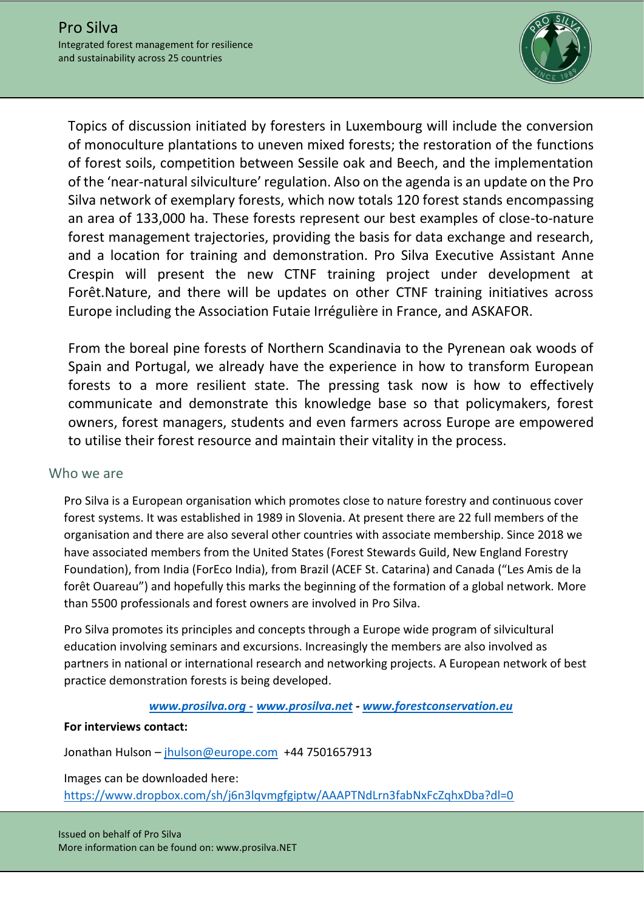Topics of discussion initiated by foresters in Luxembourg will include the conversion of monoculture plantations to uneven mixed forests; the restoration of the functions of forest soils, competition between Sessile oak and Beech, and the implementation of the 'near-natural silviculture' regulation. Also on the agenda is an update on the Pro Silva network of exemplary forests, which now totals 120 forest stands encompassing an area of 133,000 ha. These forests represent our best examples of close-to-nature forest management trajectories, providing the basis for data exchange and research, and a location for training and demonstration. Pro Silva Executive Assistant Anne Crespin will present the new CTNF training project under development at Forêt.Nature, and there will be updates on other CTNF training initiatives across Europe including the Association Futaie Irrégulière in France, and ASKAFOR.

From the boreal pine forests of Northern Scandinavia to the Pyrenean oak woods of Spain and Portugal, we already have the experience in how to transform European forests to a more resilient state. The pressing task now is how to effectively communicate and demonstrate this knowledge base so that policymakers, forest owners, forest managers, students and even farmers across Europe are empowered to utilise their forest resource and maintain their vitality in the process.

## Who we are

Pro Silva is a European organisation which promotes close to nature forestry and continuous cover forest systems. It was established in 1989 in Slovenia. At present there are 22 full members of the organisation and there are also several other countries with associate membership. Since 2018 we have associated members from the United States (Forest Stewards Guild, New England Forestry Foundation), from India (ForEco India), from Brazil (ACEF St. Catarina) and Canada ("Les Amis de la forêt Ouareau") and hopefully this marks the beginning of the formation of a global network. More than 5500 professionals and forest owners are involved in Pro Silva.

Pro Silva promotes its principles and concepts through a Europe wide program of silvicultural education involving seminars and excursions. Increasingly the members are also involved as partners in national or international research and networking projects. A European network of best practice demonstration forests is being developed.

***www.prosilva.org - www.prosilva.net - www.forestconservation.eu***

**For interviews contact:**

Jonathan Hulson – jhulson@europe.com +44 7501657913

Images can be downloaded here:
https://www.dropbox.com/sh/j6n3lqvmgfgiptw/AAAPTNdLrn3fabNxFcZqhxDba?dl=0

Issued on behalf of Pro Silva
More information can be found on: www.prosilva.NET